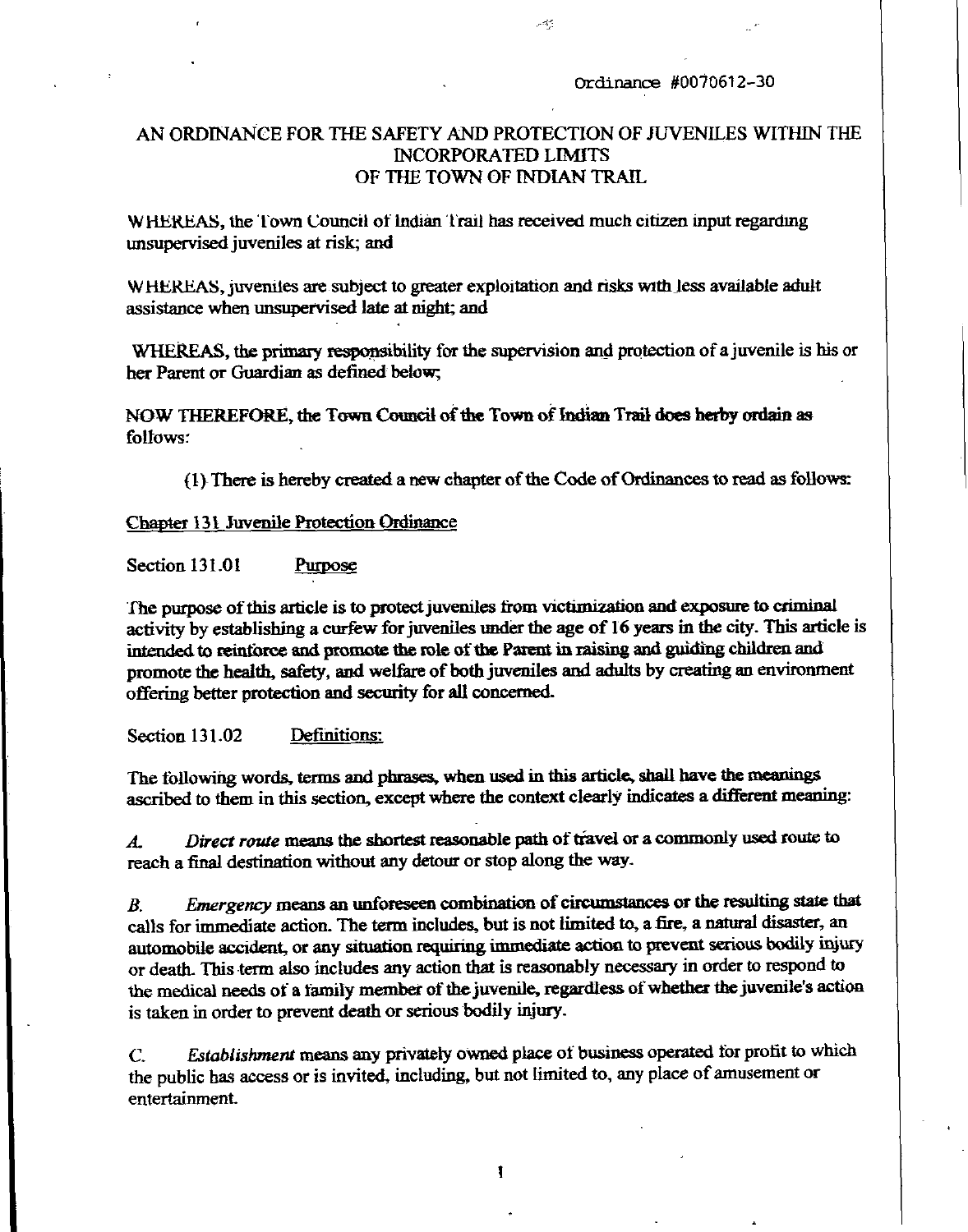Ordinance #0070612-30

# AN ORDINANCE FOR THE SAFETY AND PROTECTION OF JUVENILES WITHIN THE INCORPORATED LIMITS OF THE TOWN OF INDIAN TRAIL

WHEREAS, the Town Council of Indian Trail has received much citizen input regarding unsupervised juveniles at risk; and

WHEREAS, juveniles are subject to greater exploitation and risks with less available adult assistance when unsupervised late at night; and

WHEREAS, the primary responsibility for the supervision and protection of a juvenile is his or her Parent or Guardian as defined below;

NOW THEREFORE, the Town Council of the Town of Indian Trail does herby ordain as follows:

(1) There is hereby created a new chapter of the Code of Ordinances to read as follows:

## Chapter 131 Juvenile Protection Ordinance

### Section 131.01 Purpose

The purpose of this article is to protect juveniles from victimization and exposure to criminal activity by establishing a curfew for juveniles under the age of 16 years in the city. This article is intended to reinforce and promote the role of the Parent in raising and guiding children and promote the health, safety, and welfare of both juveniles and adults by creating an environment offering better protection and security for all concerned.

### Section 131.02 Definitions:

The following words, terms and phrases, when used in this article, shall have the meanings ascribed to them in this section, except where the context clearly indicates a different meaning:

A. *Direct route* means the shortest reasonable path of travel or a commonly used route to reach a final destination without any detour or stop along the way.

B. *Emergency* means an unforeseen combination of circumstances or the resulting state that calls for immediate action. The term includes, but is not limited to, a fire, a natural disaster, an automobile accident, or any situation requiring immediate action to prevent serious bodily injury or death. This term also includes any action that is reasonably necessary in order to respond to the medical needs of a family member of the juvenile, regardless of whether the juvenile's action is taken in order to prevent death or serious bodily injury.

C. *Establishment* means any privately owned place of business operated for profit to which the public has access or is invited, including, but not limited to, any place of amusement or entertainment.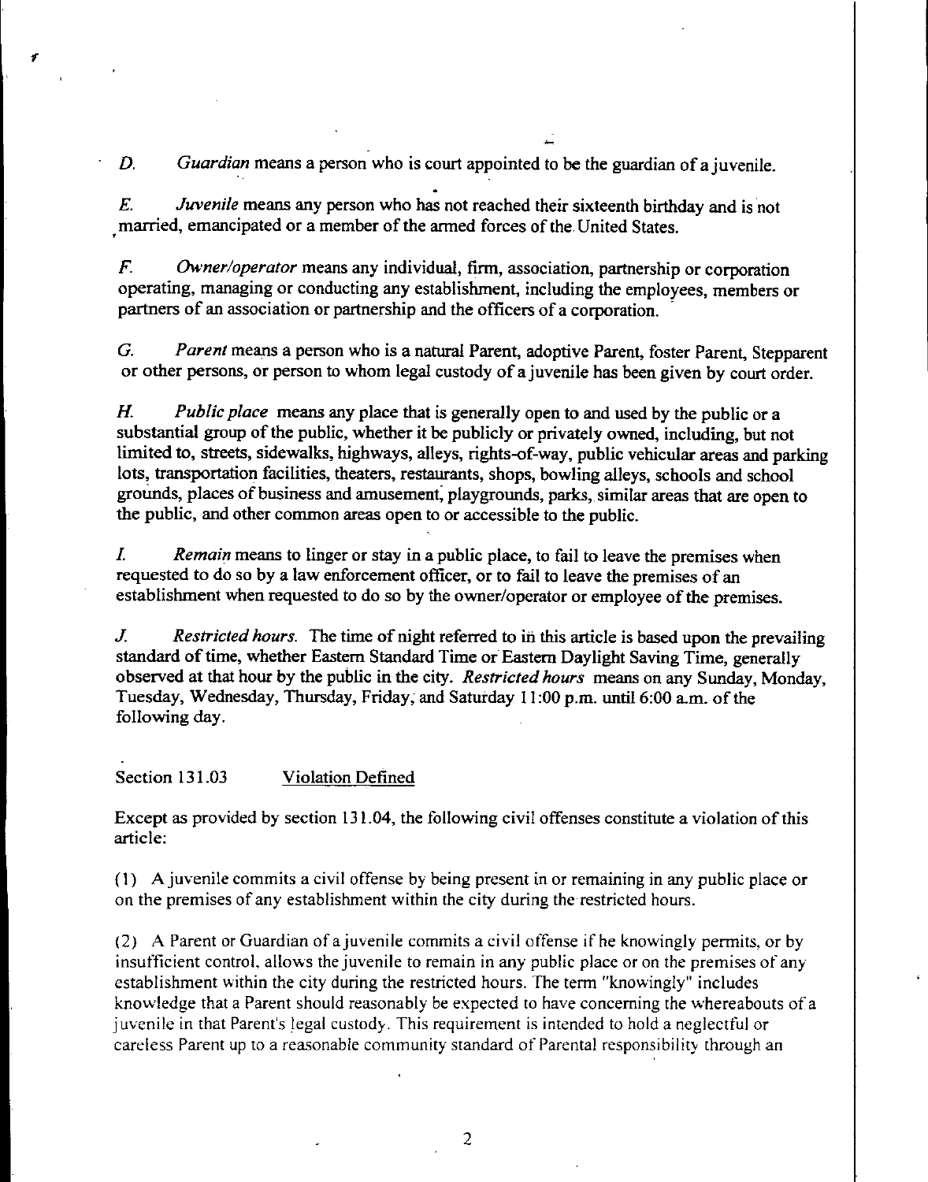D. *Guardian* means a person who is court appointed to be the guardian of a juvenile.

E. *Juvenile* means any person who has not reached their sixteenth birthday and is not married, emancipated or a member of the armed forces of the United States.

F. *Owner/operator* means any individual, firm, association, partnership or corporation operating, managing or conducting any establishment, including the employees, members or partners of an association or partnership and the officers of a corporation.

G. *Parent* means a person who is a natural Parent, adoptive Parent, foster Parent, Stepparent or other persons, or person to whom legal custody of a juvenile has been given by court order.

H. *Public place* means any place that is generally open to and used by the public or a substantial group of the public, whether it be publicly or privately owned, including, but not limited to, streets, sidewalks, highways, alleys, rights-of-way, public vehicular areas and parking lots, transportation facilities, theaters, restaurants, shops, bowling alleys, schools and school grounds, places of business and amusement, playgrounds, parks, similar areas that are open to the public, and other common areas open to or accessible to the public.

I. *Remain* means to linger or stay in a public place, to fail to leave the premises when requested to do so by a law enforcement officer, or to fail to leave the premises of an establishment when requested to do so by the owner/operator or employee of the premises.

J. *Restricted hours.* The time of night referred to in this article is based upon the prevailing standard of time, whether Eastern Standard Time or Eastern Daylight Saving Time, generally observed at that hour by the public in the city. *Restricted hours* means on any Sunday, Monday, Tuesday, Wednesday, Thursday, Friday, and Saturday 11:00 p.m. until 6:00 a.m. of the following day.

Section 131.03 Violation Defined

Except as provided by section 131.04, the following civil offenses constitute a violation of this article:

(1) A juvenile commits a civil offense by being present in or remaining in any public place or on the premises of any establishment within the city during the restricted hours.

(2) A Parent or Guardian of a juvenile commits a civil offense if he knowingly permits, or by insufficient control, allows the juvenile to remain in any public place or on the premises of any establishment within the city during the restricted hours. The term "knowingly" includes knowledge that a Parent should reasonably be expected to have concerning the whereabouts of a juvenile in that Parent's legal custody. This requirement is intended to hold a neglectful or careless Parent up to a reasonable community standard of Parental responsibility through an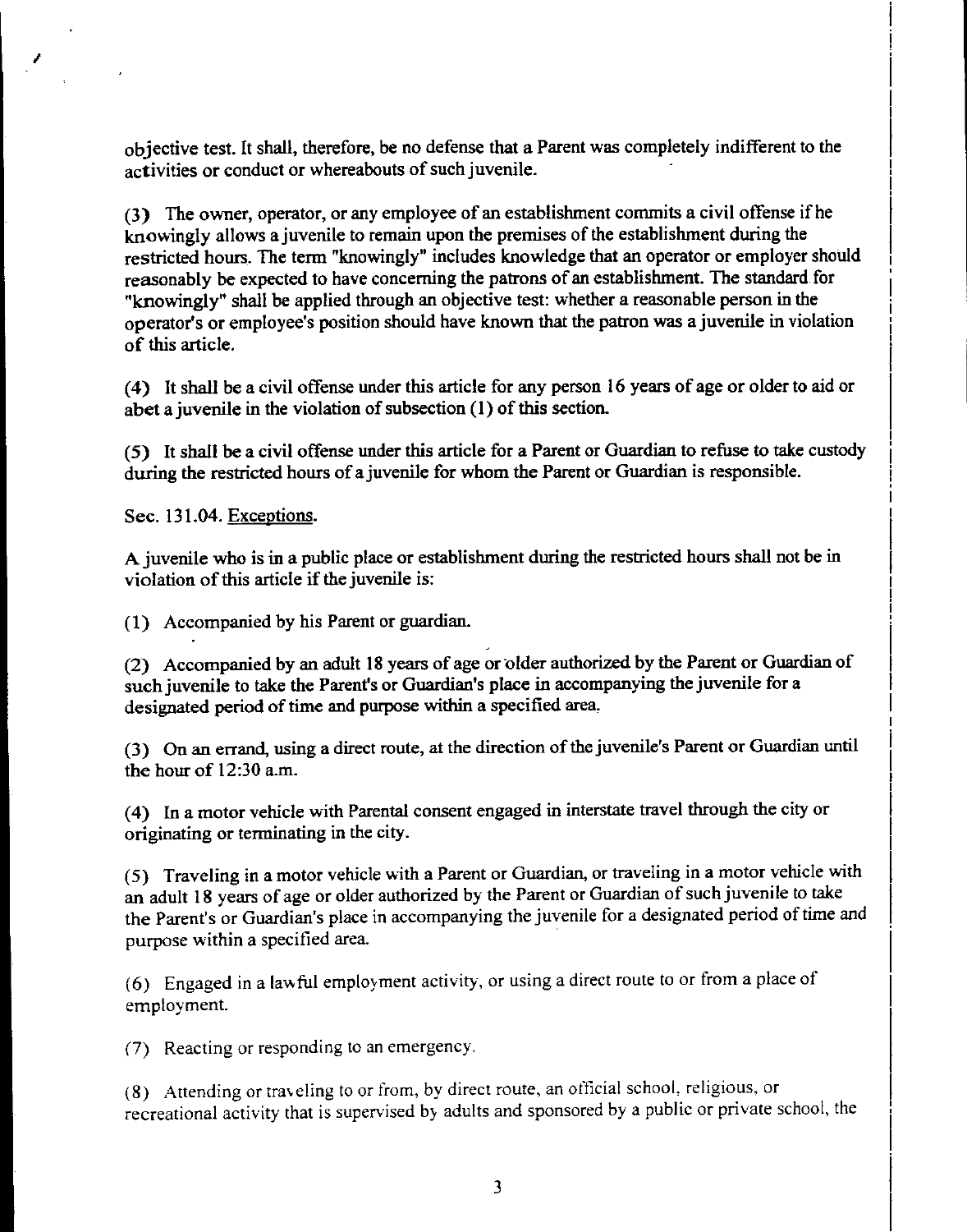objective test. It shall, therefore, be no defense that a Parent was completely indifferent to the activities or conduct or whereabouts of such juvenile.

(3) The owner, operator, or any employee of an establishment commits a civil offense if he knowingly allows a juvenile to remain upon the premises of the establishment during the restricted hours. The term "knowingly" includes knowledge that an operator or employer should reasonably be expected to have concerning the patrons of an establishment. The standard for "knowingly" shall be applied through an objective test: whether a reasonable person in the operator's or employee's position should have known that the patron was a juvenile in violation of this article.

(4) It shall be a civil offense under this article for any person 16 years of age or older to aid or abet a juvenile in the violation of subsection (1) of this section.

(5) It shall be a civil offense under this article for a Parent or Guardian to refuse to take custody during the restricted hours of a juvenile for whom the Parent or Guardian is responsible.

Sec. 131.04. Exceptions.

A juvenile who is in a public place or establishment during the restricted hours shall not be in violation of this article if the juvenile is:

(1) Accompanied by his Parent or guardian.

(2) Accompanied by an adult 18 years of age or older authorized by the Parent or Guardian of such juvenile to take the Parent's or Guardian's place in accompanying the juvenile for a designated period of time and purpose within a specified area.

(3) On an errand, using a direct route, at the direction of the juvenile's Parent or Guardian until the hour of 12:30 a.m.

(4) In a motor vehicle with Parental consent engaged in interstate travel through the city or originating or terminating in the city.

(5) Traveling in a motor vehicle with a Parent or Guardian, or traveling in a motor vehicle with an adult 18 years of age or older authorized by the Parent or Guardian of such juvenile to take the Parent's or Guardian's place in accompanying the juvenile for a designated period of time and purpose within a specified area.

(6) Engaged in a lawful employment activity, or using a direct route to or from a place of employment.

(7) Reacting or responding to an emergency.

(8) Attending or traveling to or from, by direct route, an official school, religious, or recreational activity that is supervised by adults and sponsored by a public or private school, the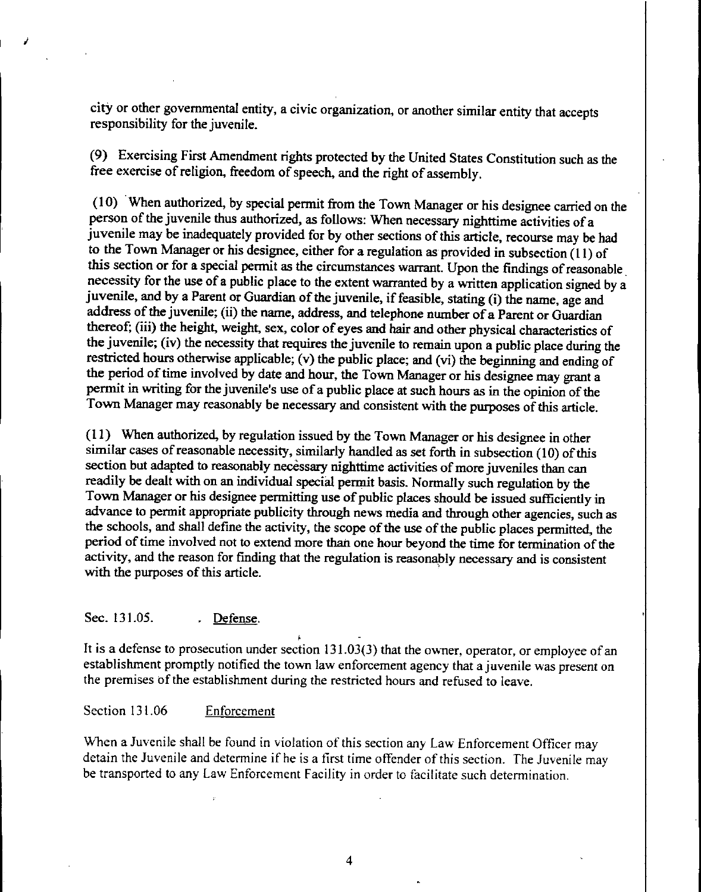city or other governmental entity, a civic organization, or another similar entity that accepts responsibility for the juvenile.

(9) Exercising First Amendment rights protected by the United States Constitution such as the free exercise of religion, freedom of speech, and the right of assembly.

(10) When authorized, by special permit from the Town Manager or his designee carried on the person of the juvenile thus authorized, as follows: When necessary nighttime activities of a juvenile may be inadequately provided for by other sections of this article, recourse may be had to the Town Manager or his designee, either for a regulation as provided in subsection (11) of this section or for a special permit as the circumstances warrant. Upon the findings of reasonable necessity for the use of a public place to the extent warranted by a written application signed by a juvenile, and by a Parent or Guardian of the juvenile, if feasible, stating (i) the name, age and address of the juvenile; (ii) the name, address, and telephone number of a Parent or Guardian thereof; (iii) the height, weight, sex, color of eyes and hair and other physical characteristics of the juvenile; (iv) the necessity that requires the juvenile to remain upon a public place during the restricted hours otherwise applicable; (v) the public place; and (vi) the beginning and ending of the period of time involved by date and hour, the Town Manager or his designee may grant a permit in writing for the juvenile's use of a public place at such hours as in the opinion of the Town Manager may reasonably be necessary and consistent with the purposes of this article.

(11) When authorized, by regulation issued by the Town Manager or his designee in other similar cases of reasonable necessity, similarly handled as set forth in subsection (10) of this section but adapted to reasonably necessary nighttime activities of more juveniles than can readily be dealt with on an individual special permit basis. Normally such regulation by the Town Manager or his designee permitting use of public places should be issued sufficiently in advance to permit appropriate publicity through news media and through other agencies, such as the schools, and shall define the activity, the scope of the use of the public places permitted, the period of time involved not to extend more than one hour beyond the time for termination of the activity, and the reason for finding that the regulation is reasonably necessary and is consistent with the purposes of this article.

Sec. 131.05. Defense.

It is a defense to prosecution under section 131.03(3) that the owner, operator, or employee of an establishment promptly notified the town law enforcement agency that a juvenile was present on the premises of the establishment during the restricted hours and refused to leave.

Section 131.06 Enforcement

When a Juvenile shall be found in violation of this section any Law Enforcement Officer may detain the Juvenile and determine if he is a first time offender of this section. The Juvenile may be transported to any Law Enforcement Facility in order to facilitate such determination.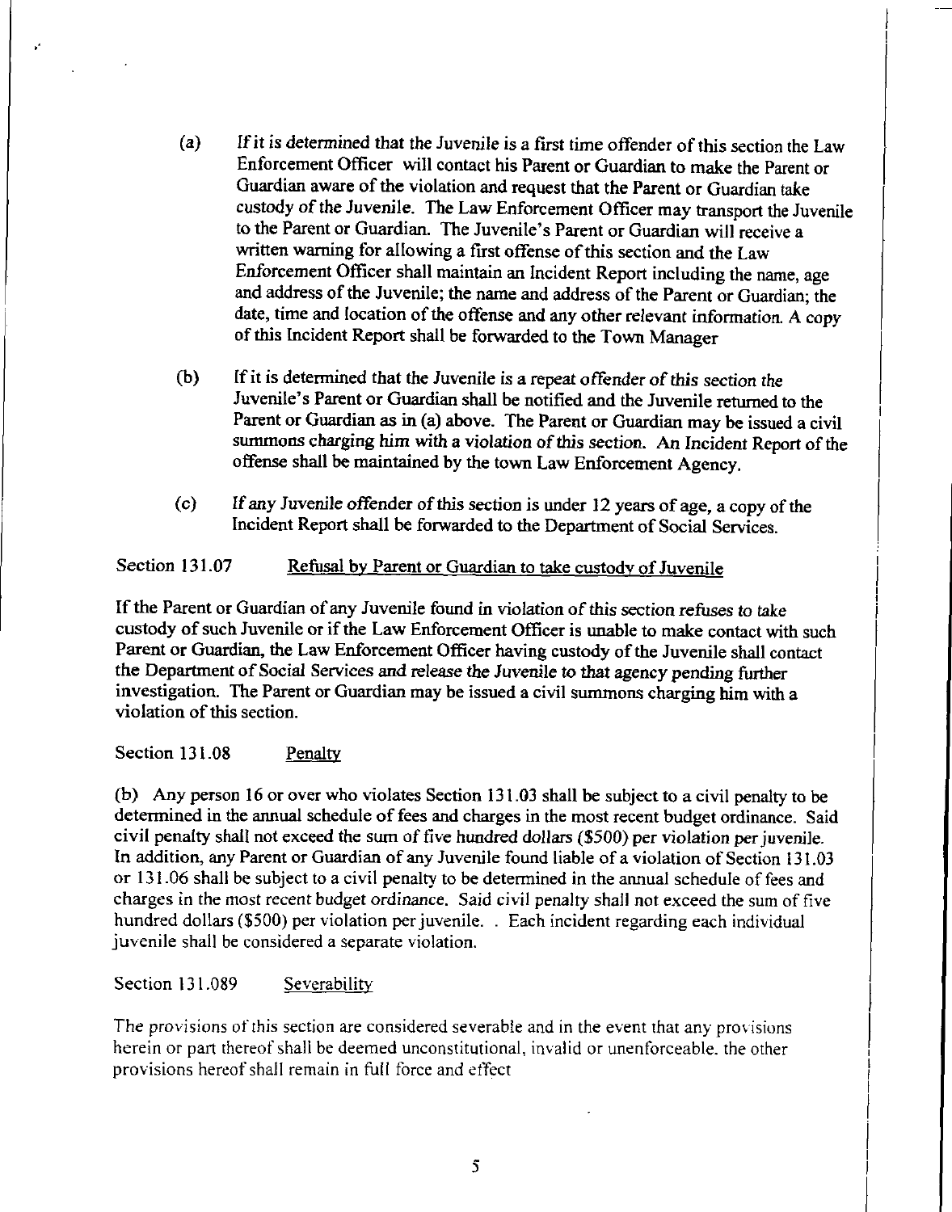(a) If it is determined that the Juvenile is a first time offender of this section the Law Enforcement Officer will contact his Parent or Guardian to make the Parent or Guardian aware of the violation and request that the Parent or Guardian take custody of the Juvenile. The Law Enforcement Officer may transport the Juvenile to the Parent or Guardian. The Juvenile's Parent or Guardian will receive a written warning for allowing a first offense of this section and the Law Enforcement Officer shall maintain an Incident Report including the name, age and address of the Juvenile; the name and address of the Parent or Guardian; the date, time and location of the offense and any other relevant information. A copy of this Incident Report shall be forwarded to the Town Manager

(b) If it is determined that the Juvenile is a repeat offender of this section the Juvenile's Parent or Guardian shall be notified and the Juvenile returned to the Parent or Guardian as in (a) above. The Parent or Guardian may be issued a civil summons charging him with a violation of this section. An Incident Report of the offense shall be maintained by the town Law Enforcement Agency.

(c) If any Juvenile offender of this section is under 12 years of age, a copy of the Incident Report shall be forwarded to the Department of Social Services.

Section 131.07 Refusal by Parent or Guardian to take custody of Juvenile

If the Parent or Guardian of any Juvenile found in violation of this section refuses to take custody of such Juvenile or if the Law Enforcement Officer is unable to make contact with such Parent or Guardian, the Law Enforcement Officer having custody of the Juvenile shall contact the Department of Social Services and release the Juvenile to that agency pending further investigation. The Parent or Guardian may be issued a civil summons charging him with a violation of this section.

Section 131.08 Penalty

(b) Any person 16 or over who violates Section 131.03 shall be subject to a civil penalty to be determined in the annual schedule of fees and charges in the most recent budget ordinance. Said civil penalty shall not exceed the sum of five hundred dollars ($500) per violation per juvenile. In addition, any Parent or Guardian of any Juvenile found liable of a violation of Section 131.03 or 131.06 shall be subject to a civil penalty to be determined in the annual schedule of fees and charges in the most recent budget ordinance. Said civil penalty shall not exceed the sum of five hundred dollars ($500) per violation per juvenile. . Each incident regarding each individual juvenile shall be considered a separate violation.

Section 131.089 Severability

The provisions of this section are considered severable and in the event that any provisions herein or part thereof shall be deemed unconstitutional, invalid or unenforceable. the other provisions hereof shall remain in full force and effect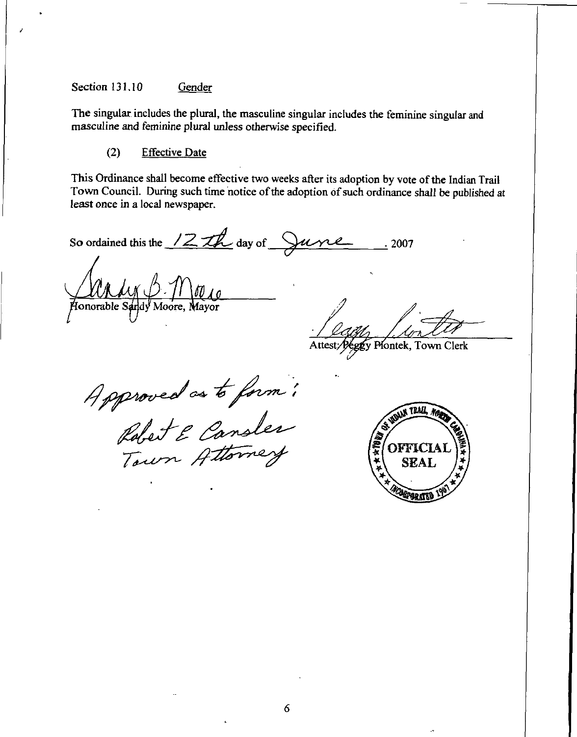Section 131.10 Gender

The singular includes the plural, the masculine singular includes the feminine singular and masculine and feminine plural unless otherwise specified.

(2) Effective Date

This Ordinance shall become effective two weeks after its adoption by vote of the Indian Trail Town Council. During such time notice of the adoption of such ordinance shall be published at least once in a local newspaper.

So ordained this the 12th day of June, 2007

Sandy B. Moore
Honorable Sandy Moore, Mayor

Peggy Piontek
Attest: Peggy Piontek, Town Clerk

Approved as to form:
Robert E Cansler
Town Attorney

TOWN OF INDIAN TRAIL, NORTH CAROLINA
OFFICIAL SEAL
INCORPORATED 1907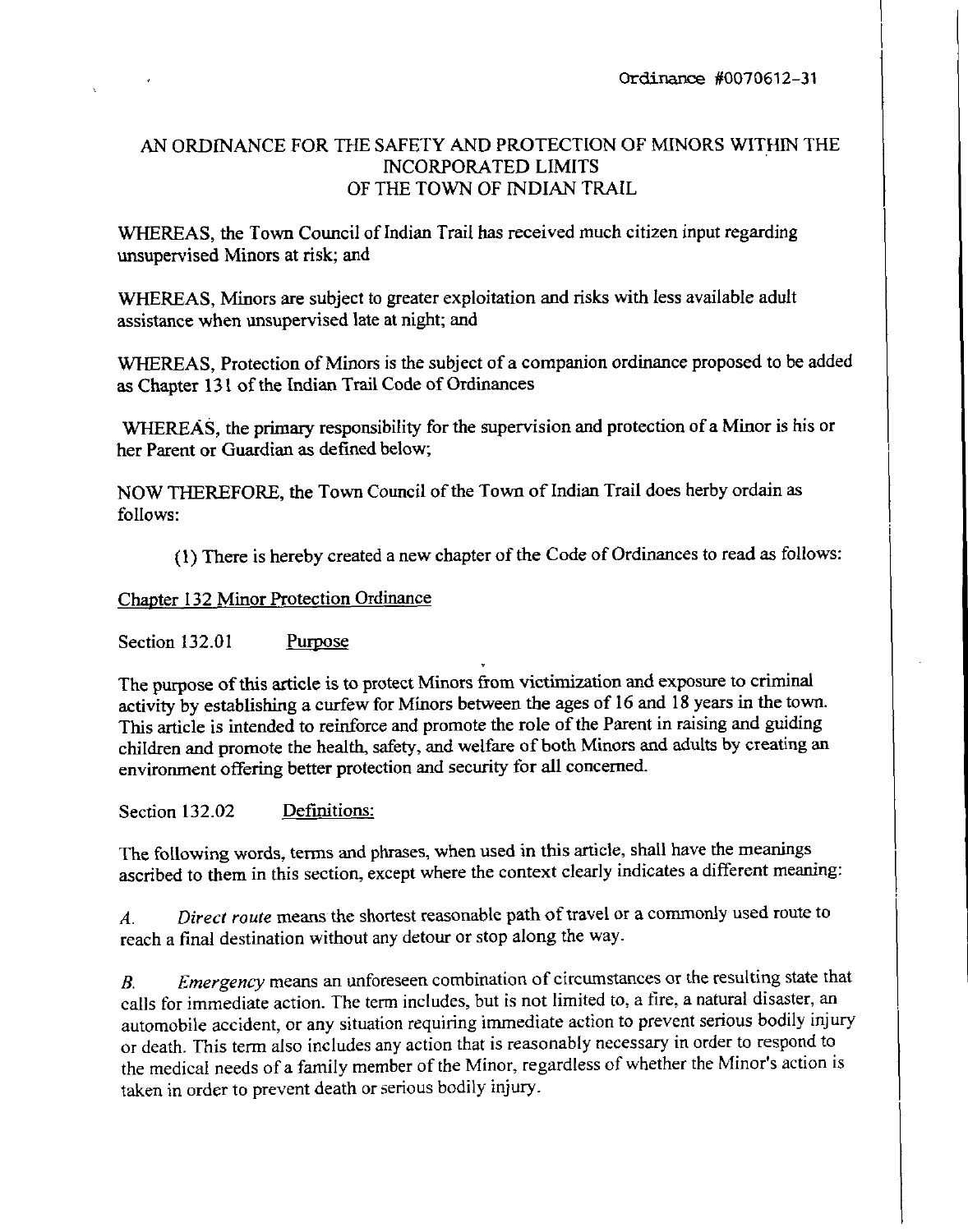Ordinance #0070612-31

# AN ORDINANCE FOR THE SAFETY AND PROTECTION OF MINORS WITHIN THE INCORPORATED LIMITS OF THE TOWN OF INDIAN TRAIL

WHEREAS, the Town Council of Indian Trail has received much citizen input regarding unsupervised Minors at risk; and

WHEREAS, Minors are subject to greater exploitation and risks with less available adult assistance when unsupervised late at night; and

WHEREAS, Protection of Minors is the subject of a companion ordinance proposed to be added as Chapter 131 of the Indian Trail Code of Ordinances

WHEREAS, the primary responsibility for the supervision and protection of a Minor is his or her Parent or Guardian as defined below;

NOW THEREFORE, the Town Council of the Town of Indian Trail does herby ordain as follows:

(1) There is hereby created a new chapter of the Code of Ordinances to read as follows:

## Chapter 132 Minor Protection Ordinance

### Section 132.01 Purpose

The purpose of this article is to protect Minors from victimization and exposure to criminal activity by establishing a curfew for Minors between the ages of 16 and 18 years in the town. This article is intended to reinforce and promote the role of the Parent in raising and guiding children and promote the health, safety, and welfare of both Minors and adults by creating an environment offering better protection and security for all concerned.

### Section 132.02 Definitions:

The following words, terms and phrases, when used in this article, shall have the meanings ascribed to them in this section, except where the context clearly indicates a different meaning:

*A.* *Direct route* means the shortest reasonable path of travel or a commonly used route to reach a final destination without any detour or stop along the way.

*B.* *Emergency* means an unforeseen combination of circumstances or the resulting state that calls for immediate action. The term includes, but is not limited to, a fire, a natural disaster, an automobile accident, or any situation requiring immediate action to prevent serious bodily injury or death. This term also includes any action that is reasonably necessary in order to respond to the medical needs of a family member of the Minor, regardless of whether the Minor's action is taken in order to prevent death or serious bodily injury.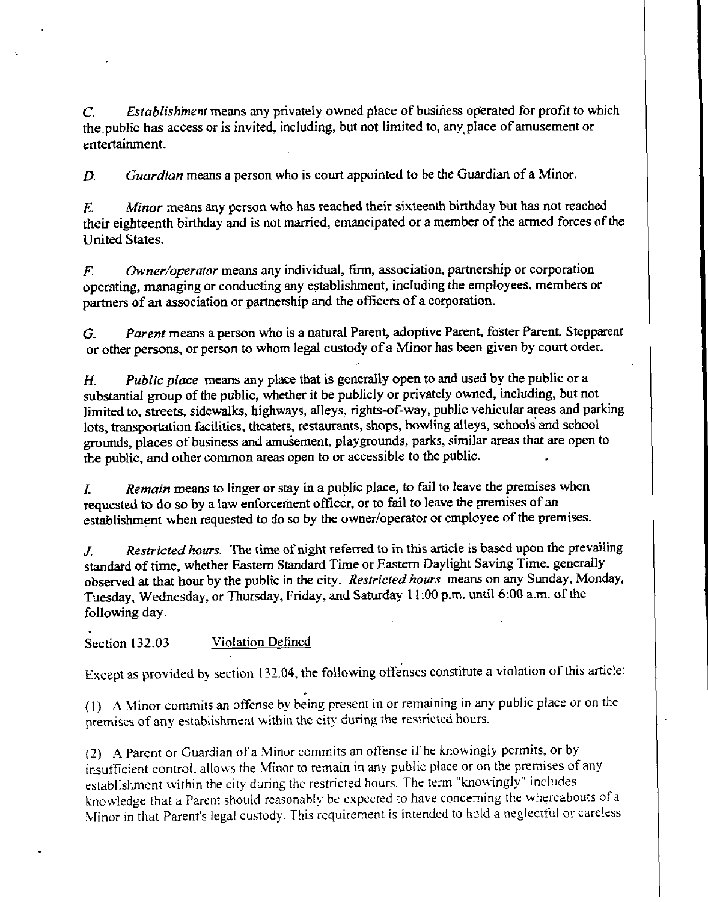*C.* *Establishment* means any privately owned place of business operated for profit to which the public has access or is invited, including, but not limited to, any place of amusement or entertainment.

*D.* *Guardian* means a person who is court appointed to be the Guardian of a Minor.

*E.* *Minor* means any person who has reached their sixteenth birthday but has not reached their eighteenth birthday and is not married, emancipated or a member of the armed forces of the United States.

*F.* *Owner/operator* means any individual, firm, association, partnership or corporation operating, managing or conducting any establishment, including the employees, members or partners of an association or partnership and the officers of a corporation.

*G.* *Parent* means a person who is a natural Parent, adoptive Parent, foster Parent, Stepparent or other persons, or person to whom legal custody of a Minor has been given by court order.

*H.* *Public place* means any place that is generally open to and used by the public or a substantial group of the public, whether it be publicly or privately owned, including, but not limited to, streets, sidewalks, highways, alleys, rights-of-way, public vehicular areas and parking lots, transportation facilities, theaters, restaurants, shops, bowling alleys, schools and school grounds, places of business and amusement, playgrounds, parks, similar areas that are open to the public, and other common areas open to or accessible to the public.

*I.* *Remain* means to linger or stay in a public place, to fail to leave the premises when requested to do so by a law enforcement officer, or to fail to leave the premises of an establishment when requested to do so by the owner/operator or employee of the premises.

*J.* *Restricted hours.* The time of night referred to in this article is based upon the prevailing standard of time, whether Eastern Standard Time or Eastern Daylight Saving Time, generally observed at that hour by the public in the city. *Restricted hours* means on any Sunday, Monday, Tuesday, Wednesday, or Thursday, Friday, and Saturday 11:00 p.m. until 6:00 a.m. of the following day.

Section 132.03 Violation Defined

Except as provided by section 132.04, the following offenses constitute a violation of this article:

(1) A Minor commits an offense by being present in or remaining in any public place or on the premises of any establishment within the city during the restricted hours.

(2) A Parent or Guardian of a Minor commits an offense if he knowingly permits, or by insufficient control, allows the Minor to remain in any public place or on the premises of any establishment within the city during the restricted hours. The term "knowingly" includes knowledge that a Parent should reasonably be expected to have concerning the whereabouts of a Minor in that Parent's legal custody. This requirement is intended to hold a neglectful or careless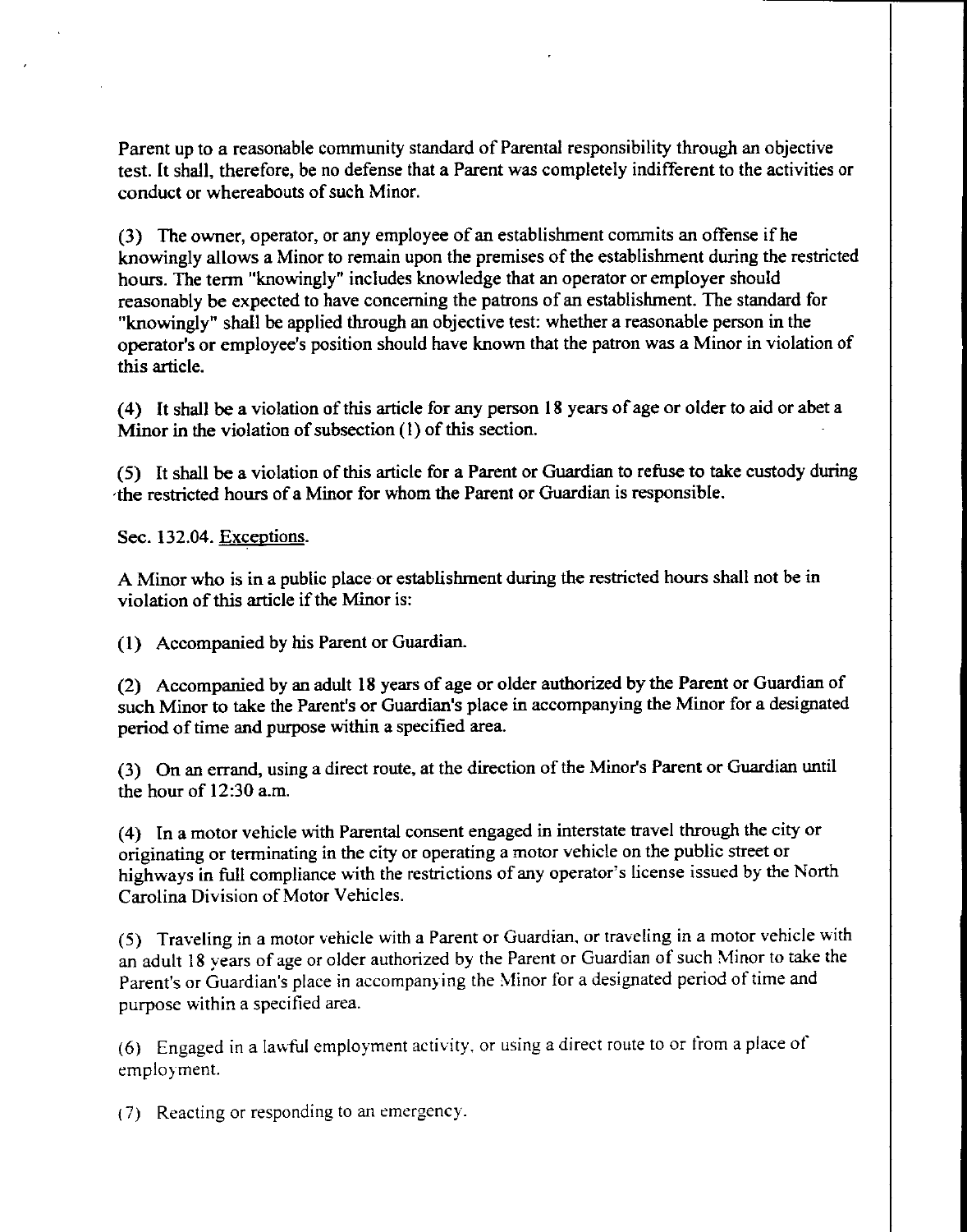Parent up to a reasonable community standard of Parental responsibility through an objective test. It shall, therefore, be no defense that a Parent was completely indifferent to the activities or conduct or whereabouts of such Minor.

(3) The owner, operator, or any employee of an establishment commits an offense if he knowingly allows a Minor to remain upon the premises of the establishment during the restricted hours. The term "knowingly" includes knowledge that an operator or employer should reasonably be expected to have concerning the patrons of an establishment. The standard for "knowingly" shall be applied through an objective test: whether a reasonable person in the operator's or employee's position should have known that the patron was a Minor in violation of this article.

(4) It shall be a violation of this article for any person 18 years of age or older to aid or abet a Minor in the violation of subsection (1) of this section.

(5) It shall be a violation of this article for a Parent or Guardian to refuse to take custody during the restricted hours of a Minor for whom the Parent or Guardian is responsible.

Sec. 132.04. Exceptions.

A Minor who is in a public place or establishment during the restricted hours shall not be in violation of this article if the Minor is:

(1) Accompanied by his Parent or Guardian.

(2) Accompanied by an adult 18 years of age or older authorized by the Parent or Guardian of such Minor to take the Parent's or Guardian's place in accompanying the Minor for a designated period of time and purpose within a specified area.

(3) On an errand, using a direct route, at the direction of the Minor's Parent or Guardian until the hour of 12:30 a.m.

(4) In a motor vehicle with Parental consent engaged in interstate travel through the city or originating or terminating in the city or operating a motor vehicle on the public street or highways in full compliance with the restrictions of any operator's license issued by the North Carolina Division of Motor Vehicles.

(5) Traveling in a motor vehicle with a Parent or Guardian, or traveling in a motor vehicle with an adult 18 years of age or older authorized by the Parent or Guardian of such Minor to take the Parent's or Guardian's place in accompanying the Minor for a designated period of time and purpose within a specified area.

(6) Engaged in a lawful employment activity, or using a direct route to or from a place of employment.

(7) Reacting or responding to an emergency.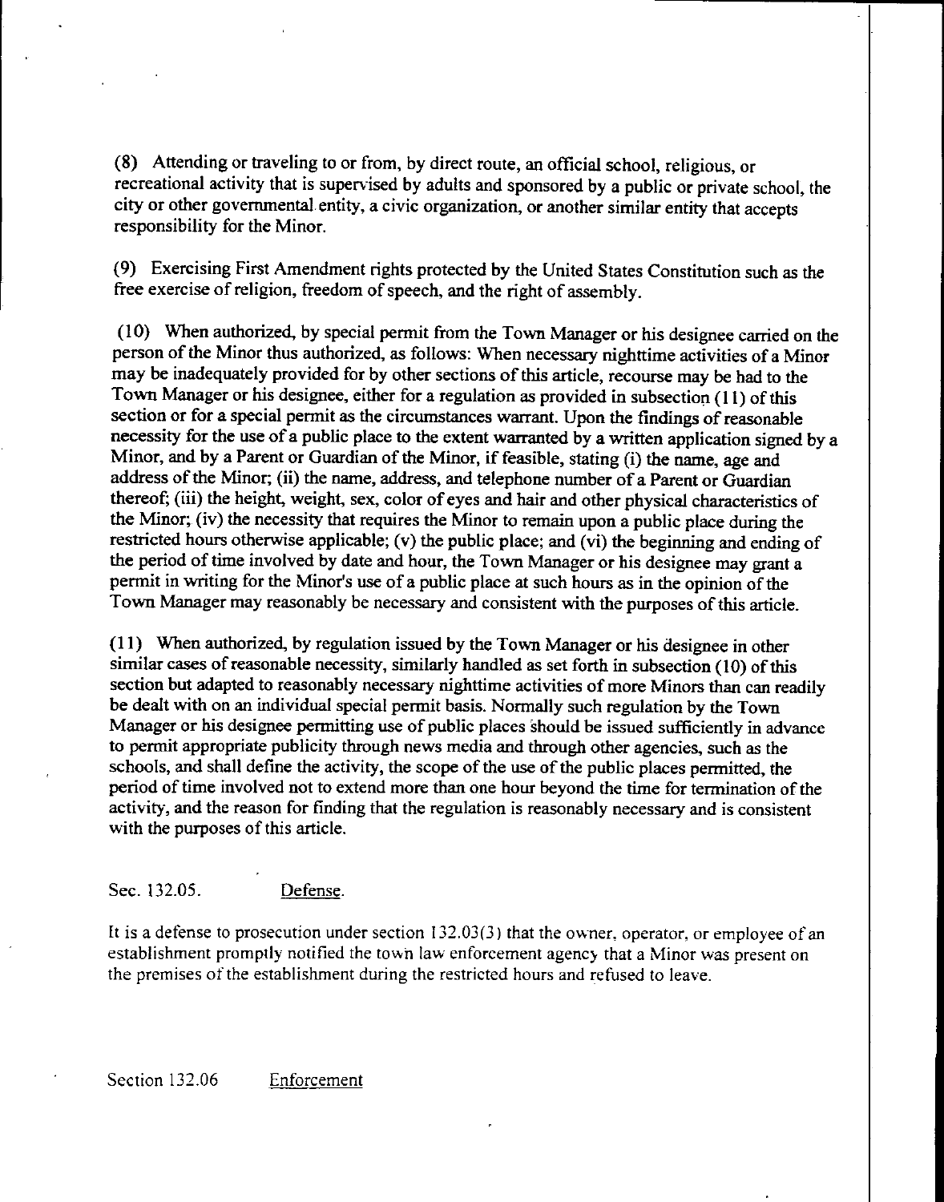(8) Attending or traveling to or from, by direct route, an official school, religious, or recreational activity that is supervised by adults and sponsored by a public or private school, the city or other governmental entity, a civic organization, or another similar entity that accepts responsibility for the Minor.

(9) Exercising First Amendment rights protected by the United States Constitution such as the free exercise of religion, freedom of speech, and the right of assembly.

(10) When authorized, by special permit from the Town Manager or his designee carried on the person of the Minor thus authorized, as follows: When necessary nighttime activities of a Minor may be inadequately provided for by other sections of this article, recourse may be had to the Town Manager or his designee, either for a regulation as provided in subsection (11) of this section or for a special permit as the circumstances warrant. Upon the findings of reasonable necessity for the use of a public place to the extent warranted by a written application signed by a Minor, and by a Parent or Guardian of the Minor, if feasible, stating (i) the name, age and address of the Minor; (ii) the name, address, and telephone number of a Parent or Guardian thereof; (iii) the height, weight, sex, color of eyes and hair and other physical characteristics of the Minor; (iv) the necessity that requires the Minor to remain upon a public place during the restricted hours otherwise applicable; (v) the public place; and (vi) the beginning and ending of the period of time involved by date and hour, the Town Manager or his designee may grant a permit in writing for the Minor's use of a public place at such hours as in the opinion of the Town Manager may reasonably be necessary and consistent with the purposes of this article.

(11) When authorized, by regulation issued by the Town Manager or his designee in other similar cases of reasonable necessity, similarly handled as set forth in subsection (10) of this section but adapted to reasonably necessary nighttime activities of more Minors than can readily be dealt with on an individual special permit basis. Normally such regulation by the Town Manager or his designee permitting use of public places should be issued sufficiently in advance to permit appropriate publicity through news media and through other agencies, such as the schools, and shall define the activity, the scope of the use of the public places permitted, the period of time involved not to extend more than one hour beyond the time for termination of the activity, and the reason for finding that the regulation is reasonably necessary and is consistent with the purposes of this article.

Sec. 132.05. Defense.

It is a defense to prosecution under section 132.03(3) that the owner, operator, or employee of an establishment promptly notified the town law enforcement agency that a Minor was present on the premises of the establishment during the restricted hours and refused to leave.

Section 132.06 Enforcement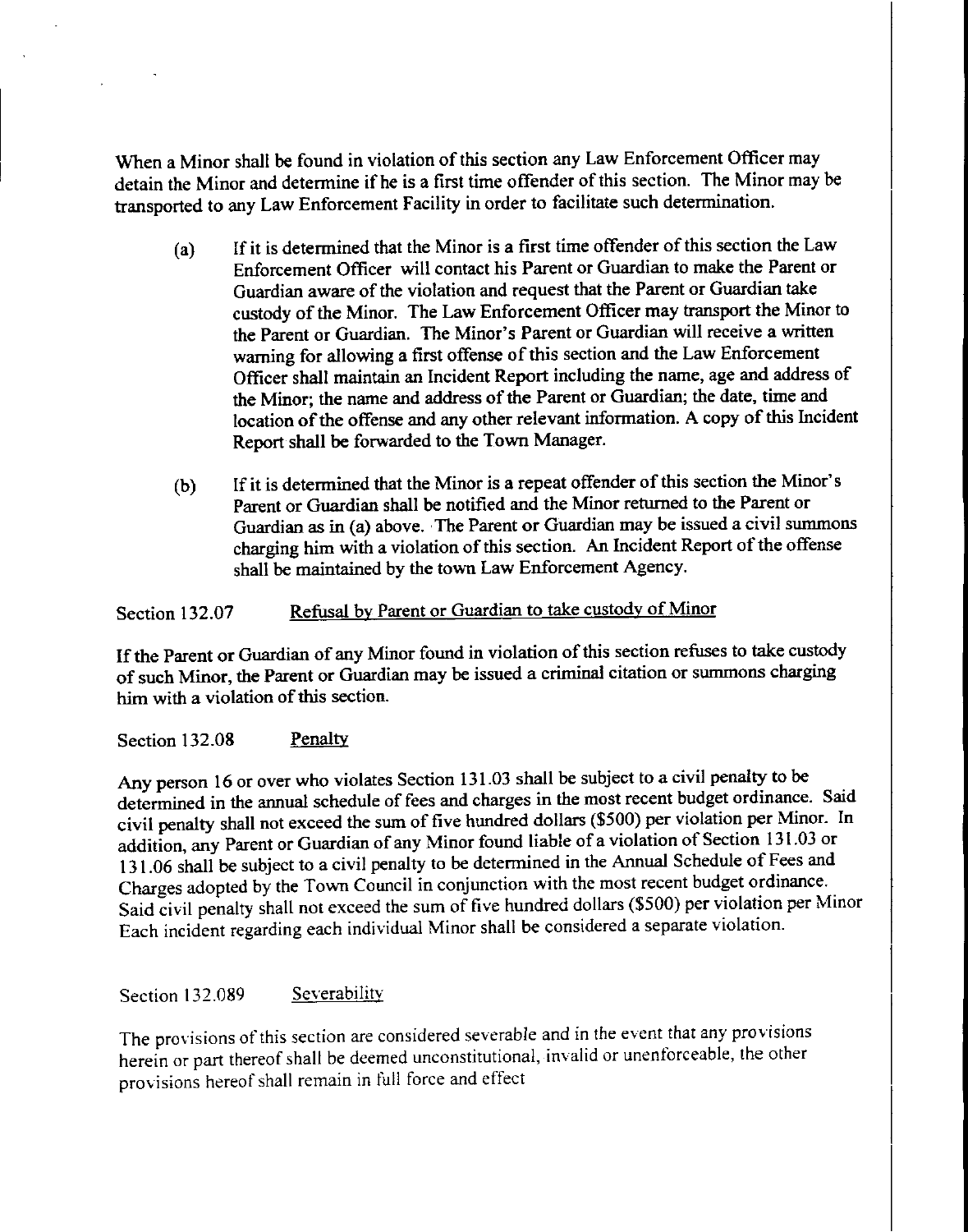When a Minor shall be found in violation of this section any Law Enforcement Officer may detain the Minor and determine if he is a first time offender of this section. The Minor may be transported to any Law Enforcement Facility in order to facilitate such determination.

(a) If it is determined that the Minor is a first time offender of this section the Law Enforcement Officer will contact his Parent or Guardian to make the Parent or Guardian aware of the violation and request that the Parent or Guardian take custody of the Minor. The Law Enforcement Officer may transport the Minor to the Parent or Guardian. The Minor's Parent or Guardian will receive a written warning for allowing a first offense of this section and the Law Enforcement Officer shall maintain an Incident Report including the name, age and address of the Minor; the name and address of the Parent or Guardian; the date, time and location of the offense and any other relevant information. A copy of this Incident Report shall be forwarded to the Town Manager.

(b) If it is determined that the Minor is a repeat offender of this section the Minor's Parent or Guardian shall be notified and the Minor returned to the Parent or Guardian as in (a) above. The Parent or Guardian may be issued a civil summons charging him with a violation of this section. An Incident Report of the offense shall be maintained by the town Law Enforcement Agency.

Section 132.07 Refusal by Parent or Guardian to take custody of Minor

If the Parent or Guardian of any Minor found in violation of this section refuses to take custody of such Minor, the Parent or Guardian may be issued a criminal citation or summons charging him with a violation of this section.

Section 132.08 Penalty

Any person 16 or over who violates Section 131.03 shall be subject to a civil penalty to be determined in the annual schedule of fees and charges in the most recent budget ordinance. Said civil penalty shall not exceed the sum of five hundred dollars ($500) per violation per Minor. In addition, any Parent or Guardian of any Minor found liable of a violation of Section 131.03 or 131.06 shall be subject to a civil penalty to be determined in the Annual Schedule of Fees and Charges adopted by the Town Council in conjunction with the most recent budget ordinance. Said civil penalty shall not exceed the sum of five hundred dollars ($500) per violation per Minor Each incident regarding each individual Minor shall be considered a separate violation.

Section 132.089 Severability

The provisions of this section are considered severable and in the event that any provisions herein or part thereof shall be deemed unconstitutional, invalid or unenforceable, the other provisions hereof shall remain in full force and effect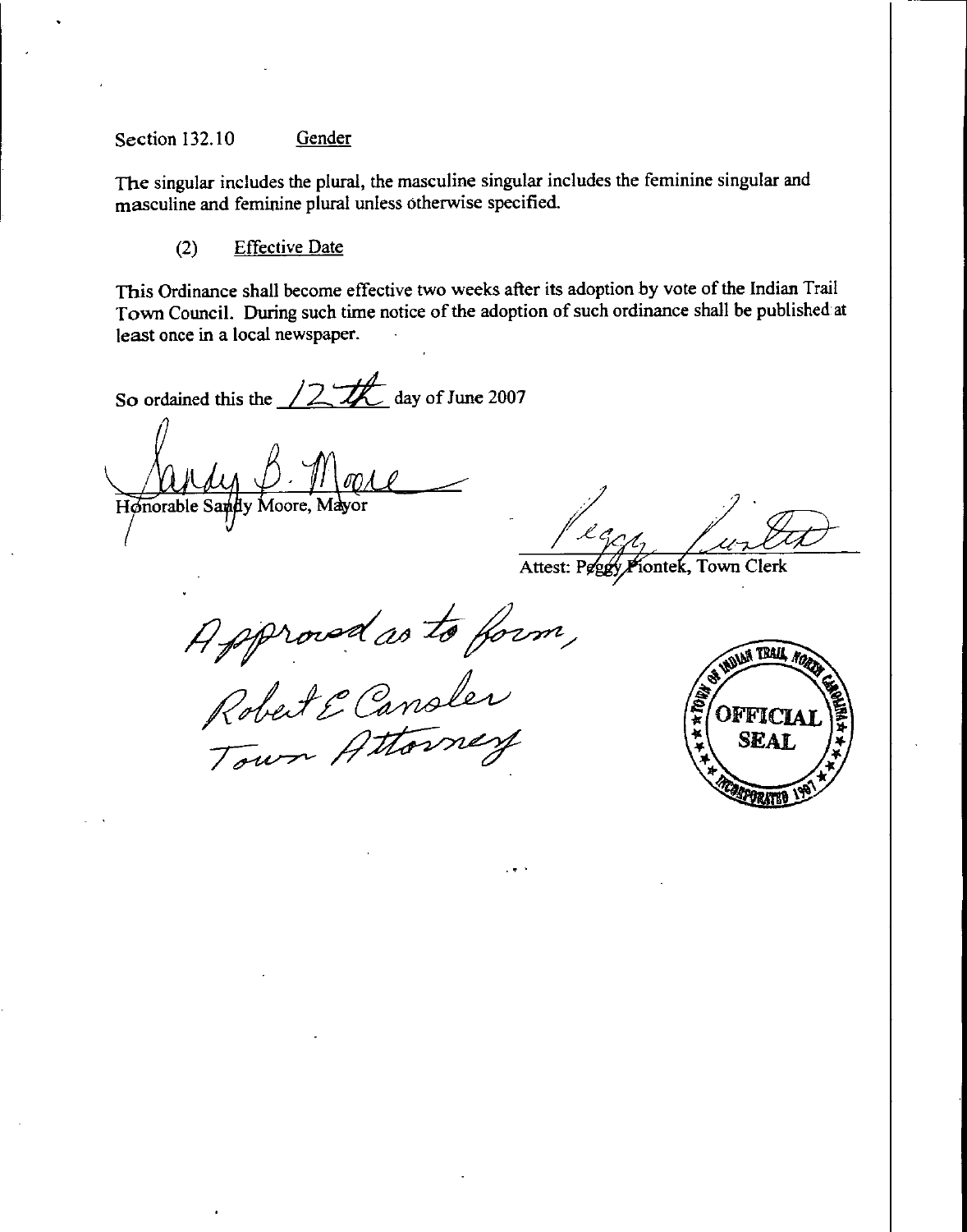Section 132.10 Gender

The singular includes the plural, the masculine singular includes the feminine singular and masculine and feminine plural unless otherwise specified.

(2) Effective Date

This Ordinance shall become effective two weeks after its adoption by vote of the Indian Trail Town Council. During such time notice of the adoption of such ordinance shall be published at least once in a local newspaper.

So ordained this the 12th day of June 2007

Sandy B. Moore

Honorable Sandy Moore, Mayor

Peggy Piontek

Attest: Peggy Piontek, Town Clerk

Approved as to form,
Robert E Cansler
Town Attorney

TOWN OF INDIAN TRAIL, NORTH CAROLINA
OFFICIAL SEAL
INCORPORATED 1907